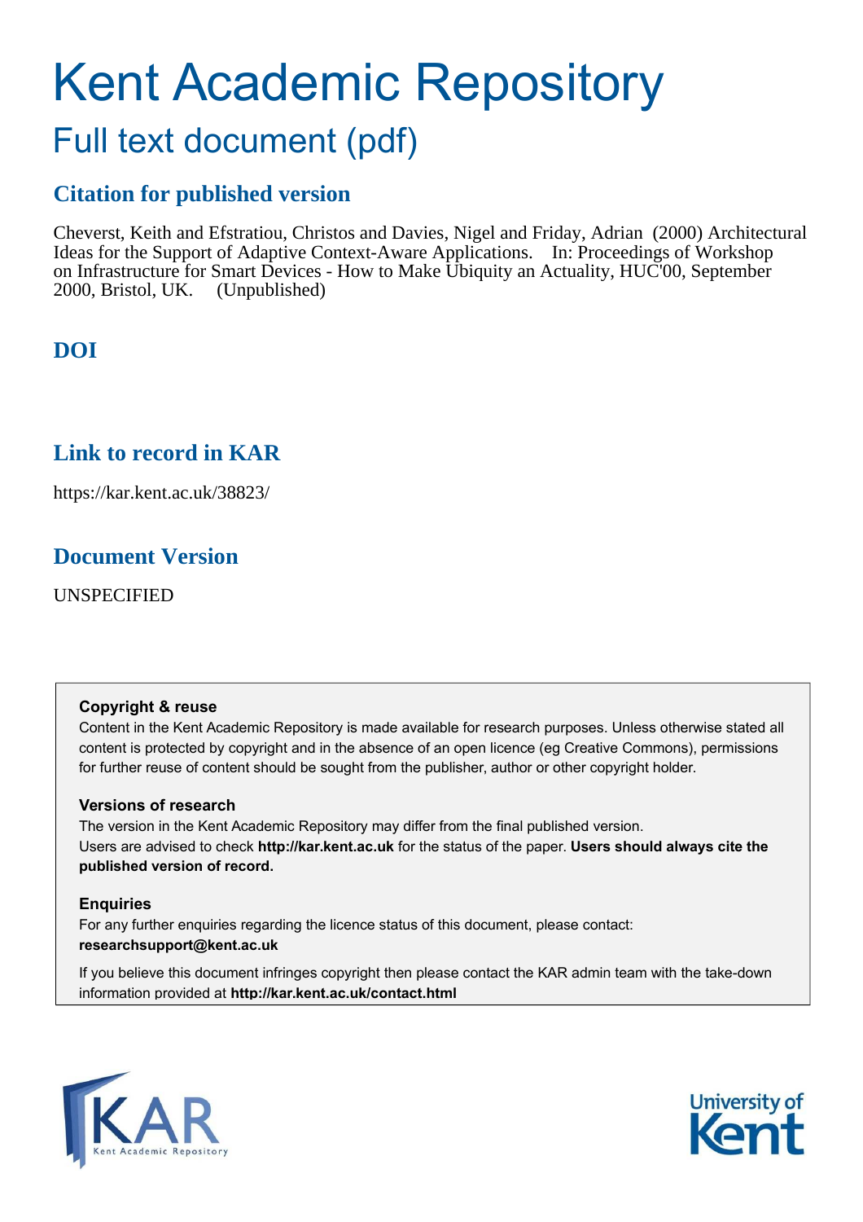# Kent Academic Repository

## Full text document (pdf)

### Citation for published version

Cheverst, Keith and Efstratiou, Christos and Davies, Nigel and Friday, Adrian (2000) Architectural Ideas for the Support of Adaptive Context-Aware Applications. In: Proceedings of Workshop on Infrastructure for Smart Devices - How to Make Ubiquity an Actuality, HUC'00, September 2000, Bristol, UK. (Unpublished)

### DOI

### Link to record in KAR

https://kar.kent.ac.uk/38823/

### Document Version

UNSPECIFIED

**Copyright & reuse**

Content in the Kent Academic Repository is made available for research purposes. Unless otherwise stated all content is protected by copyright and in the absence of an open licence (eg Creative Commons), permissions for further reuse of content should be sought from the publisher, author or other copyright holder.

**Versions of research**

The version in the Kent Academic Repository may differ from the final published version. Users are advised to check **http://kar.kent.ac.uk** for the status of the paper. **Users should always cite the published version of record.**

**Enquiries**

For any further enquiries regarding the licence status of this document, please contact: **researchsupport@kent.ac.uk**

If you believe this document infringes copyright then please contact the KAR admin team with the take-down information provided at **http://kar.kent.ac.uk/contact.html**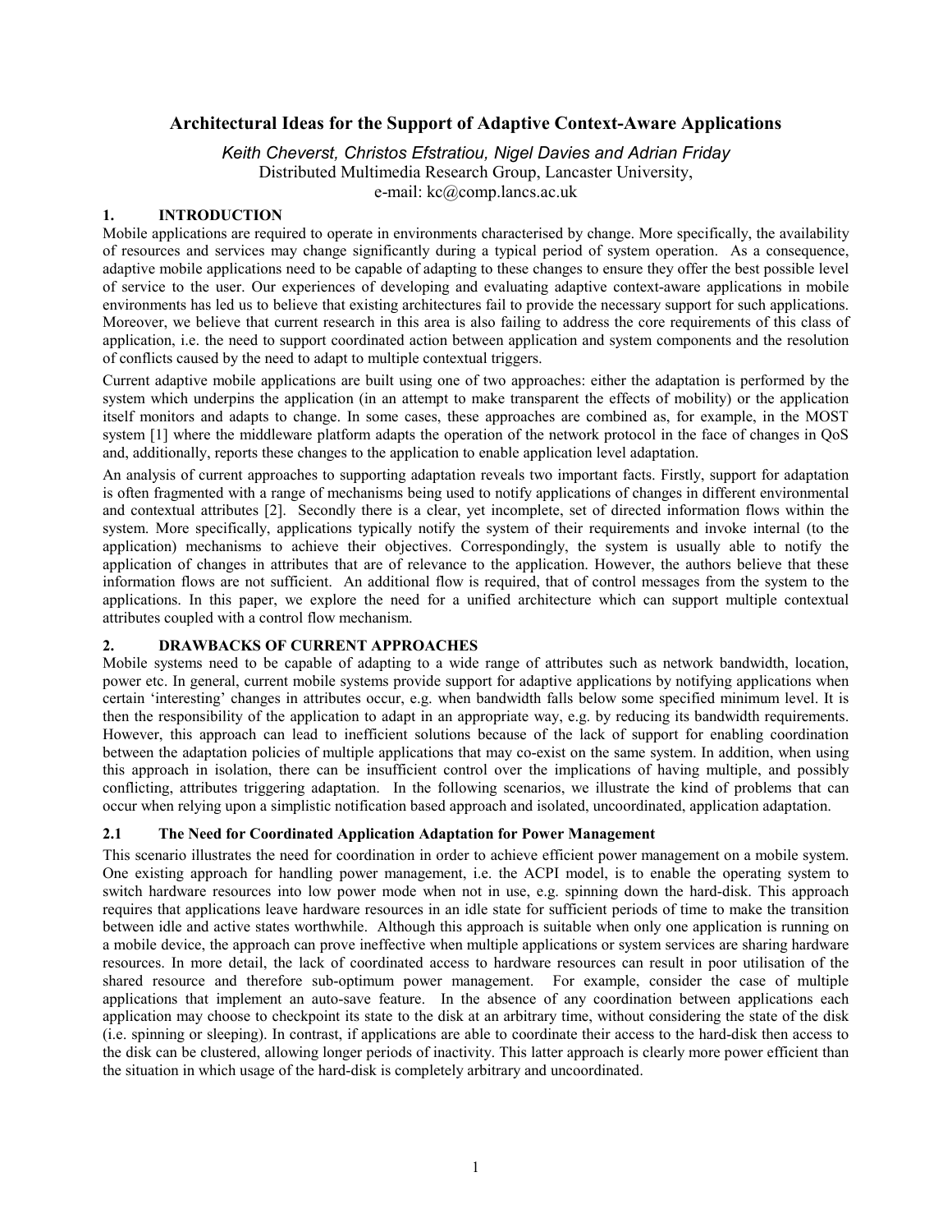# Architectural Ideas for the Support of Adaptive Context-Aware Applications

*Keith Cheverst, Christos Efstratiou, Nigel Davies and Adrian Friday*
Distributed Multimedia Research Group, Lancaster University,
e-mail: kc@comp.lancs.ac.uk

## 1. INTRODUCTION

Mobile applications are required to operate in environments characterised by change. More specifically, the availability of resources and services may change significantly during a typical period of system operation. As a consequence, adaptive mobile applications need to be capable of adapting to these changes to ensure they offer the best possible level of service to the user. Our experiences of developing and evaluating adaptive context-aware applications in mobile environments has led us to believe that existing architectures fail to provide the necessary support for such applications. Moreover, we believe that current research in this area is also failing to address the core requirements of this class of application, i.e. the need to support coordinated action between application and system components and the resolution of conflicts caused by the need to adapt to multiple contextual triggers.

Current adaptive mobile applications are built using one of two approaches: either the adaptation is performed by the system which underpins the application (in an attempt to make transparent the effects of mobility) or the application itself monitors and adapts to change. In some cases, these approaches are combined as, for example, in the MOST system [1] where the middleware platform adapts the operation of the network protocol in the face of changes in QoS and, additionally, reports these changes to the application to enable application level adaptation.

An analysis of current approaches to supporting adaptation reveals two important facts. Firstly, support for adaptation is often fragmented with a range of mechanisms being used to notify applications of changes in different environmental and contextual attributes [2]. Secondly there is a clear, yet incomplete, set of directed information flows within the system. More specifically, applications typically notify the system of their requirements and invoke internal (to the application) mechanisms to achieve their objectives. Correspondingly, the system is usually able to notify the application of changes in attributes that are of relevance to the application. However, the authors believe that these information flows are not sufficient. An additional flow is required, that of control messages from the system to the applications. In this paper, we explore the need for a unified architecture which can support multiple contextual attributes coupled with a control flow mechanism.

## 2. DRAWBACKS OF CURRENT APPROACHES

Mobile systems need to be capable of adapting to a wide range of attributes such as network bandwidth, location, power etc. In general, current mobile systems provide support for adaptive applications by notifying applications when certain 'interesting' changes in attributes occur, e.g. when bandwidth falls below some specified minimum level. It is then the responsibility of the application to adapt in an appropriate way, e.g. by reducing its bandwidth requirements. However, this approach can lead to inefficient solutions because of the lack of support for enabling coordination between the adaptation policies of multiple applications that may co-exist on the same system. In addition, when using this approach in isolation, there can be insufficient control over the implications of having multiple, and possibly conflicting, attributes triggering adaptation. In the following scenarios, we illustrate the kind of problems that can occur when relying upon a simplistic notification based approach and isolated, uncoordinated, application adaptation.

### 2.1 The Need for Coordinated Application Adaptation for Power Management

This scenario illustrates the need for coordination in order to achieve efficient power management on a mobile system. One existing approach for handling power management, i.e. the ACPI model, is to enable the operating system to switch hardware resources into low power mode when not in use, e.g. spinning down the hard-disk. This approach requires that applications leave hardware resources in an idle state for sufficient periods of time to make the transition between idle and active states worthwhile. Although this approach is suitable when only one application is running on a mobile device, the approach can prove ineffective when multiple applications or system services are sharing hardware resources. In more detail, the lack of coordinated access to hardware resources can result in poor utilisation of the shared resource and therefore sub-optimum power management. For example, consider the case of multiple applications that implement an auto-save feature. In the absence of any coordination between applications each application may choose to checkpoint its state to the disk at an arbitrary time, without considering the state of the disk (i.e. spinning or sleeping). In contrast, if applications are able to coordinate their access to the hard-disk then access to the disk can be clustered, allowing longer periods of inactivity. This latter approach is clearly more power efficient than the situation in which usage of the hard-disk is completely arbitrary and uncoordinated.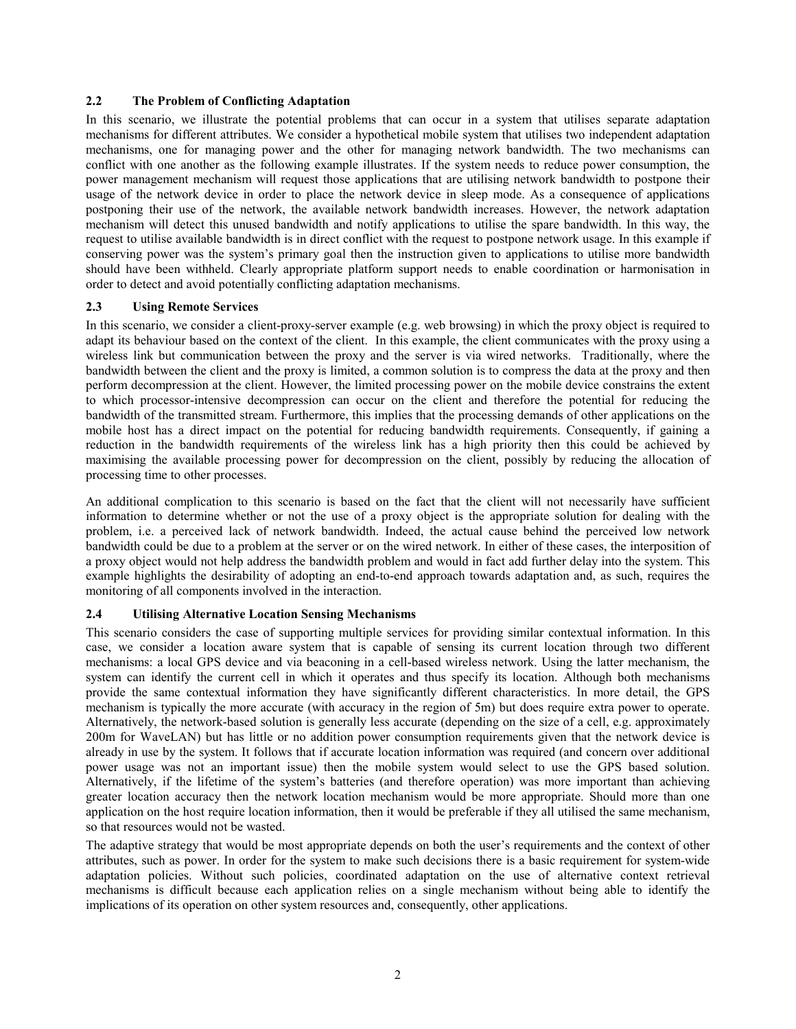### 2.2 The Problem of Conflicting Adaptation

In this scenario, we illustrate the potential problems that can occur in a system that utilises separate adaptation mechanisms for different attributes. We consider a hypothetical mobile system that utilises two independent adaptation mechanisms, one for managing power and the other for managing network bandwidth. The two mechanisms can conflict with one another as the following example illustrates. If the system needs to reduce power consumption, the power management mechanism will request those applications that are utilising network bandwidth to postpone their usage of the network device in order to place the network device in sleep mode. As a consequence of applications postponing their use of the network, the available network bandwidth increases. However, the network adaptation mechanism will detect this unused bandwidth and notify applications to utilise the spare bandwidth. In this way, the request to utilise available bandwidth is in direct conflict with the request to postpone network usage. In this example if conserving power was the system's primary goal then the instruction given to applications to utilise more bandwidth should have been withheld. Clearly appropriate platform support needs to enable coordination or harmonisation in order to detect and avoid potentially conflicting adaptation mechanisms.

### 2.3 Using Remote Services

In this scenario, we consider a client-proxy-server example (e.g. web browsing) in which the proxy object is required to adapt its behaviour based on the context of the client. In this example, the client communicates with the proxy using a wireless link but communication between the proxy and the server is via wired networks. Traditionally, where the bandwidth between the client and the proxy is limited, a common solution is to compress the data at the proxy and then perform decompression at the client. However, the limited processing power on the mobile device constrains the extent to which processor-intensive decompression can occur on the client and therefore the potential for reducing the bandwidth of the transmitted stream. Furthermore, this implies that the processing demands of other applications on the mobile host has a direct impact on the potential for reducing bandwidth requirements. Consequently, if gaining a reduction in the bandwidth requirements of the wireless link has a high priority then this could be achieved by maximising the available processing power for decompression on the client, possibly by reducing the allocation of processing time to other processes.

An additional complication to this scenario is based on the fact that the client will not necessarily have sufficient information to determine whether or not the use of a proxy object is the appropriate solution for dealing with the problem, i.e. a perceived lack of network bandwidth. Indeed, the actual cause behind the perceived low network bandwidth could be due to a problem at the server or on the wired network. In either of these cases, the interposition of a proxy object would not help address the bandwidth problem and would in fact add further delay into the system. This example highlights the desirability of adopting an end-to-end approach towards adaptation and, as such, requires the monitoring of all components involved in the interaction.

### 2.4 Utilising Alternative Location Sensing Mechanisms

This scenario considers the case of supporting multiple services for providing similar contextual information. In this case, we consider a location aware system that is capable of sensing its current location through two different mechanisms: a local GPS device and via beaconing in a cell-based wireless network. Using the latter mechanism, the system can identify the current cell in which it operates and thus specify its location. Although both mechanisms provide the same contextual information they have significantly different characteristics. In more detail, the GPS mechanism is typically the more accurate (with accuracy in the region of 5m) but does require extra power to operate. Alternatively, the network-based solution is generally less accurate (depending on the size of a cell, e.g. approximately 200m for WaveLAN) but has little or no addition power consumption requirements given that the network device is already in use by the system. It follows that if accurate location information was required (and concern over additional power usage was not an important issue) then the mobile system would select to use the GPS based solution. Alternatively, if the lifetime of the system's batteries (and therefore operation) was more important than achieving greater location accuracy then the network location mechanism would be more appropriate. Should more than one application on the host require location information, then it would be preferable if they all utilised the same mechanism, so that resources would not be wasted.

The adaptive strategy that would be most appropriate depends on both the user's requirements and the context of other attributes, such as power. In order for the system to make such decisions there is a basic requirement for system-wide adaptation policies. Without such policies, coordinated adaptation on the use of alternative context retrieval mechanisms is difficult because each application relies on a single mechanism without being able to identify the implications of its operation on other system resources and, consequently, other applications.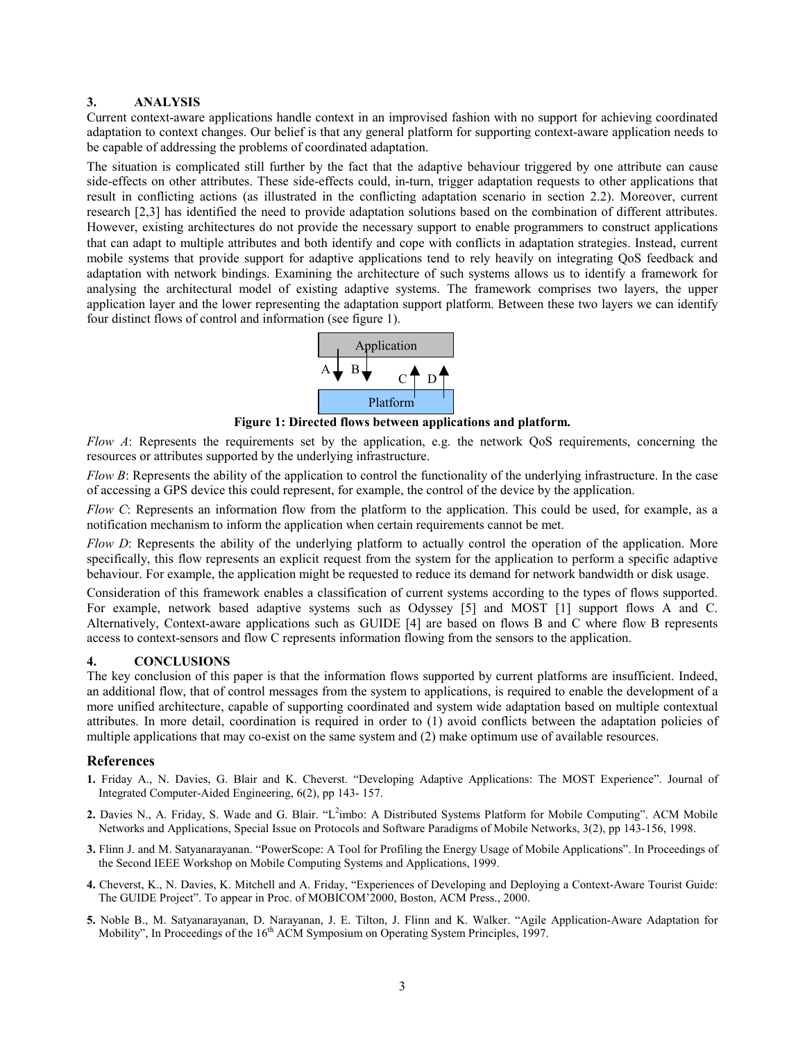## 3. ANALYSIS

Current context-aware applications handle context in an improvised fashion with no support for achieving coordinated adaptation to context changes. Our belief is that any general platform for supporting context-aware application needs to be capable of addressing the problems of coordinated adaptation.

The situation is complicated still further by the fact that the adaptive behaviour triggered by one attribute can cause side-effects on other attributes. These side-effects could, in-turn, trigger adaptation requests to other applications that result in conflicting actions (as illustrated in the conflicting adaptation scenario in section 2.2). Moreover, current research [2,3] has identified the need to provide adaptation solutions based on the combination of different attributes. However, existing architectures do not provide the necessary support to enable programmers to construct applications that can adapt to multiple attributes and both identify and cope with conflicts in adaptation strategies. Instead, current mobile systems that provide support for adaptive applications tend to rely heavily on integrating QoS feedback and adaptation with network bindings. Examining the architecture of such systems allows us to identify a framework for analysing the architectural model of existing adaptive systems. The framework comprises two layers, the upper application layer and the lower representing the adaptation support platform. Between these two layers we can identify four distinct flows of control and information (see figure 1).

Application

A B C D

Platform

**Figure 1: Directed flows between applications and platform.**

*Flow A*: Represents the requirements set by the application, e.g. the network QoS requirements, concerning the resources or attributes supported by the underlying infrastructure.

*Flow B*: Represents the ability of the application to control the functionality of the underlying infrastructure. In the case of accessing a GPS device this could represent, for example, the control of the device by the application.

*Flow C*: Represents an information flow from the platform to the application. This could be used, for example, as a notification mechanism to inform the application when certain requirements cannot be met.

*Flow D*: Represents the ability of the underlying platform to actually control the operation of the application. More specifically, this flow represents an explicit request from the system for the application to perform a specific adaptive behaviour. For example, the application might be requested to reduce its demand for network bandwidth or disk usage.

Consideration of this framework enables a classification of current systems according to the types of flows supported. For example, network based adaptive systems such as Odyssey [5] and MOST [1] support flows A and C. Alternatively, Context-aware applications such as GUIDE [4] are based on flows B and C where flow B represents access to context-sensors and flow C represents information flowing from the sensors to the application.

## 4. CONCLUSIONS

The key conclusion of this paper is that the information flows supported by current platforms are insufficient. Indeed, an additional flow, that of control messages from the system to applications, is required to enable the development of a more unified architecture, capable of supporting coordinated and system wide adaptation based on multiple contextual attributes. In more detail, coordination is required in order to (1) avoid conflicts between the adaptation policies of multiple applications that may co-exist on the same system and (2) make optimum use of available resources.

## References

1. Friday A., N. Davies, G. Blair and K. Cheverst. "Developing Adaptive Applications: The MOST Experience". Journal of Integrated Computer-Aided Engineering, 6(2), pp 143- 157.
2. Davies N., A. Friday, S. Wade and G. Blair. "L$^2$imbo: A Distributed Systems Platform for Mobile Computing". ACM Mobile Networks and Applications, Special Issue on Protocols and Software Paradigms of Mobile Networks, 3(2), pp 143-156, 1998.
3. Flinn J. and M. Satyanarayanan. "PowerScope: A Tool for Profiling the Energy Usage of Mobile Applications". In Proceedings of the Second IEEE Workshop on Mobile Computing Systems and Applications, 1999.
4. Cheverst, K., N. Davies, K. Mitchell and A. Friday, "Experiences of Developing and Deploying a Context-Aware Tourist Guide: The GUIDE Project". To appear in Proc. of MOBICOM'2000, Boston, ACM Press., 2000.
5. Noble B., M. Satyanarayanan, D. Narayanan, J. E. Tilton, J. Flinn and K. Walker. "Agile Application-Aware Adaptation for Mobility", In Proceedings of the 16th ACM Symposium on Operating System Principles, 1997.